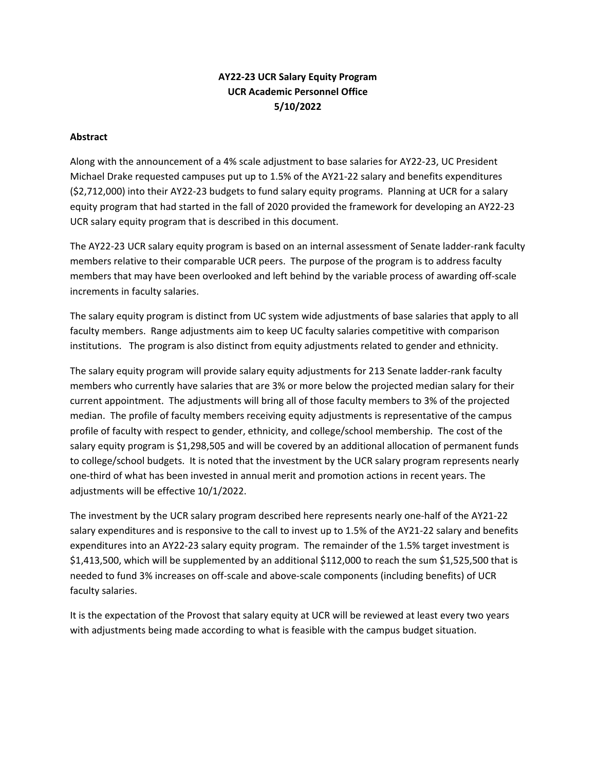**AY22-23 UCR Salary Equity Program**
**UCR Academic Personnel Office**
**5/10/2022**

## Abstract

Along with the announcement of a 4% scale adjustment to base salaries for AY22-23, UC President Michael Drake requested campuses put up to 1.5% of the AY21-22 salary and benefits expenditures ($2,712,000) into their AY22-23 budgets to fund salary equity programs. Planning at UCR for a salary equity program that had started in the fall of 2020 provided the framework for developing an AY22-23 UCR salary equity program that is described in this document.

The AY22-23 UCR salary equity program is based on an internal assessment of Senate ladder-rank faculty members relative to their comparable UCR peers. The purpose of the program is to address faculty members that may have been overlooked and left behind by the variable process of awarding off-scale increments in faculty salaries.

The salary equity program is distinct from UC system wide adjustments of base salaries that apply to all faculty members. Range adjustments aim to keep UC faculty salaries competitive with comparison institutions. The program is also distinct from equity adjustments related to gender and ethnicity.

The salary equity program will provide salary equity adjustments for 213 Senate ladder-rank faculty members who currently have salaries that are 3% or more below the projected median salary for their current appointment. The adjustments will bring all of those faculty members to 3% of the projected median. The profile of faculty members receiving equity adjustments is representative of the campus profile of faculty with respect to gender, ethnicity, and college/school membership. The cost of the salary equity program is $1,298,505 and will be covered by an additional allocation of permanent funds to college/school budgets. It is noted that the investment by the UCR salary program represents nearly one-third of what has been invested in annual merit and promotion actions in recent years. The adjustments will be effective 10/1/2022.

The investment by the UCR salary program described here represents nearly one-half of the AY21-22 salary expenditures and is responsive to the call to invest up to 1.5% of the AY21-22 salary and benefits expenditures into an AY22-23 salary equity program. The remainder of the 1.5% target investment is $1,413,500, which will be supplemented by an additional $112,000 to reach the sum $1,525,500 that is needed to fund 3% increases on off-scale and above-scale components (including benefits) of UCR faculty salaries.

It is the expectation of the Provost that salary equity at UCR will be reviewed at least every two years with adjustments being made according to what is feasible with the campus budget situation.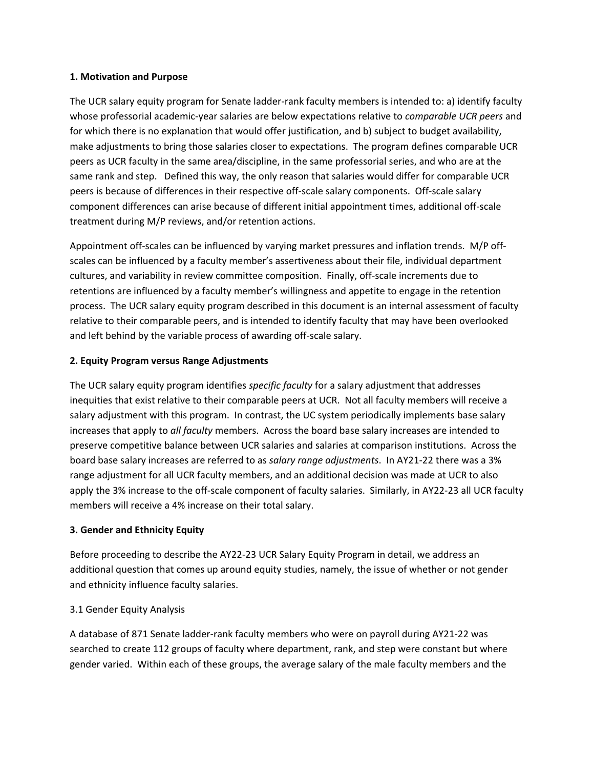**1. Motivation and Purpose**

The UCR salary equity program for Senate ladder-rank faculty members is intended to: a) identify faculty whose professorial academic-year salaries are below expectations relative to *comparable UCR peers* and for which there is no explanation that would offer justification, and b) subject to budget availability, make adjustments to bring those salaries closer to expectations. The program defines comparable UCR peers as UCR faculty in the same area/discipline, in the same professorial series, and who are at the same rank and step. Defined this way, the only reason that salaries would differ for comparable UCR peers is because of differences in their respective off-scale salary components. Off-scale salary component differences can arise because of different initial appointment times, additional off-scale treatment during M/P reviews, and/or retention actions.

Appointment off-scales can be influenced by varying market pressures and inflation trends. M/P off-scales can be influenced by a faculty member's assertiveness about their file, individual department cultures, and variability in review committee composition. Finally, off-scale increments due to retentions are influenced by a faculty member's willingness and appetite to engage in the retention process. The UCR salary equity program described in this document is an internal assessment of faculty relative to their comparable peers, and is intended to identify faculty that may have been overlooked and left behind by the variable process of awarding off-scale salary.

**2. Equity Program versus Range Adjustments**

The UCR salary equity program identifies *specific faculty* for a salary adjustment that addresses inequities that exist relative to their comparable peers at UCR. Not all faculty members will receive a salary adjustment with this program. In contrast, the UC system periodically implements base salary increases that apply to *all faculty* members. Across the board base salary increases are intended to preserve competitive balance between UCR salaries and salaries at comparison institutions. Across the board base salary increases are referred to as *salary range adjustments*. In AY21-22 there was a 3% range adjustment for all UCR faculty members, and an additional decision was made at UCR to also apply the 3% increase to the off-scale component of faculty salaries. Similarly, in AY22-23 all UCR faculty members will receive a 4% increase on their total salary.

**3. Gender and Ethnicity Equity**

Before proceeding to describe the AY22-23 UCR Salary Equity Program in detail, we address an additional question that comes up around equity studies, namely, the issue of whether or not gender and ethnicity influence faculty salaries.

3.1 Gender Equity Analysis

A database of 871 Senate ladder-rank faculty members who were on payroll during AY21-22 was searched to create 112 groups of faculty where department, rank, and step were constant but where gender varied. Within each of these groups, the average salary of the male faculty members and the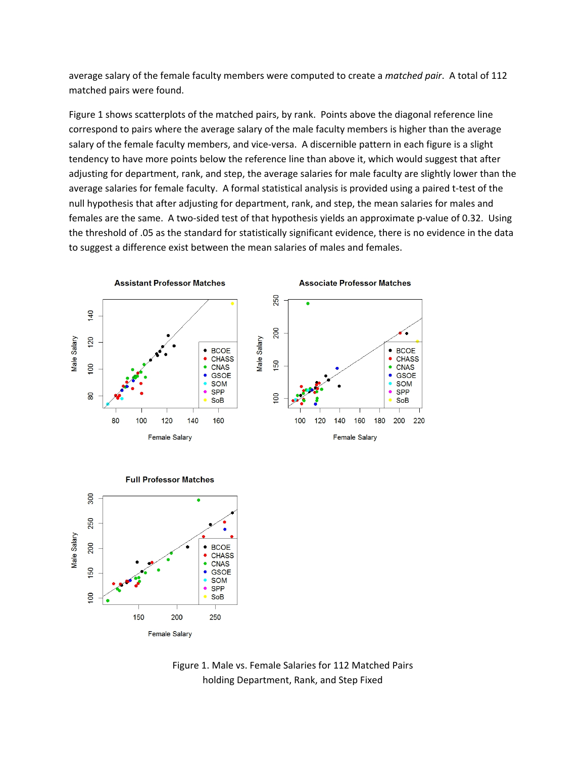average salary of the female faculty members were computed to create a *matched pair*. A total of 112 matched pairs were found.

Figure 1 shows scatterplots of the matched pairs, by rank. Points above the diagonal reference line correspond to pairs where the average salary of the male faculty members is higher than the average salary of the female faculty members, and vice-versa. A discernible pattern in each figure is a slight tendency to have more points below the reference line than above it, which would suggest that after adjusting for department, rank, and step, the average salaries for male faculty are slightly lower than the average salaries for female faculty. A formal statistical analysis is provided using a paired t-test of the null hypothesis that after adjusting for department, rank, and step, the mean salaries for males and females are the same. A two-sided test of that hypothesis yields an approximate p-value of 0.32. Using the threshold of .05 as the standard for statistically significant evidence, there is no evidence in the data to suggest a difference exist between the mean salaries of males and females.

Assistant Professor Matches

Male Salary

80 100 120 140

Female Salary

80 100 120 140 160

BCOE
CHASS
CNAS
GSOE
SOM
SPP
SoB

Associate Professor Matches

Male Salary

100 150 200 250

Female Salary

100 120 140 160 180 200 220

BCOE
CHASS
CNAS
GSOE
SOM
SPP
SoB

Full Professor Matches

Male Salary

100 150 200 250 300

Female Salary

150 200 250

BCOE
CHASS
CNAS
GSOE
SOM
SPP
SoB

Figure 1. Male vs. Female Salaries for 112 Matched Pairs holding Department, Rank, and Step Fixed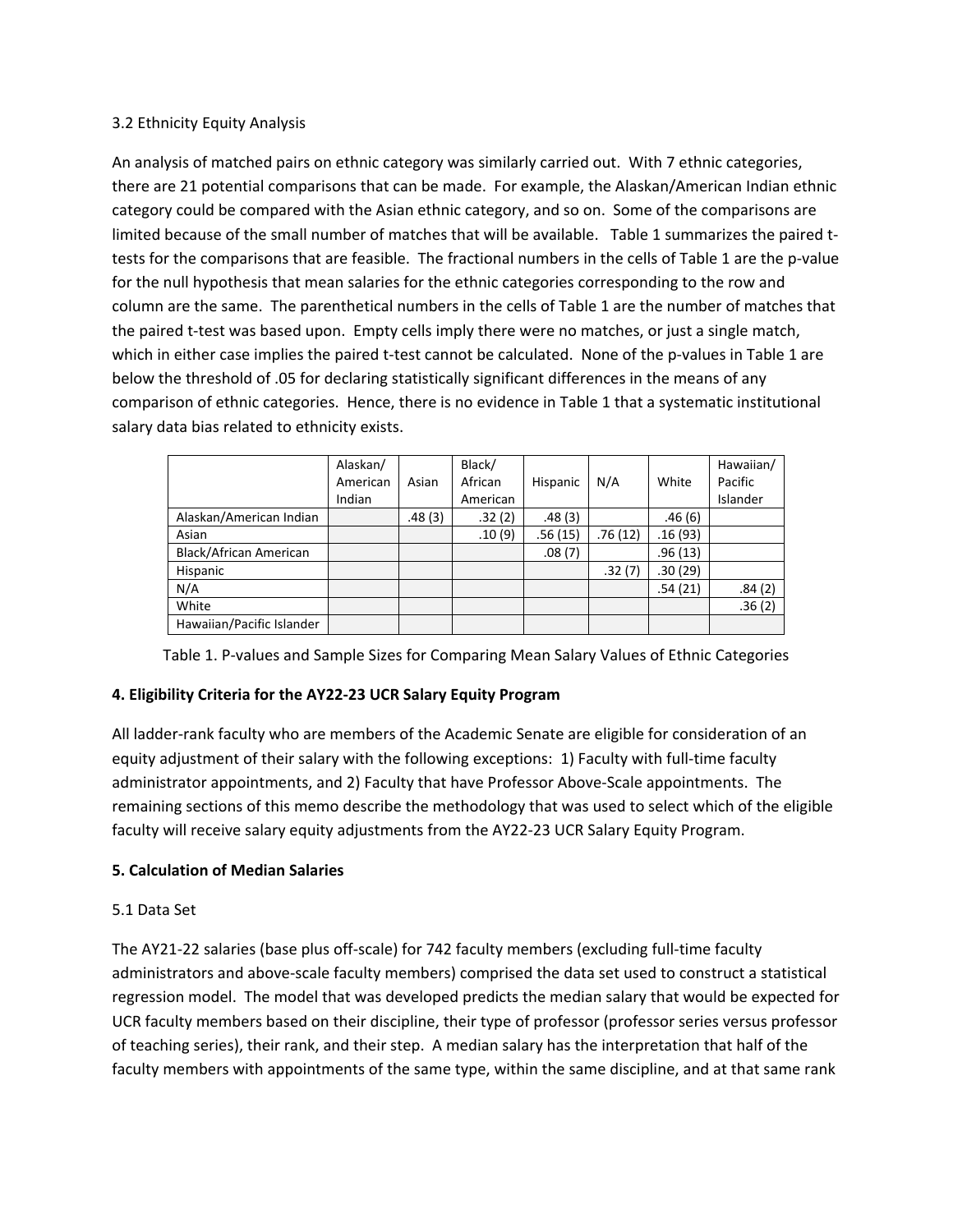3.2 Ethnicity Equity Analysis

An analysis of matched pairs on ethnic category was similarly carried out. With 7 ethnic categories, there are 21 potential comparisons that can be made. For example, the Alaskan/American Indian ethnic category could be compared with the Asian ethnic category, and so on. Some of the comparisons are limited because of the small number of matches that will be available. Table 1 summarizes the paired t-tests for the comparisons that are feasible. The fractional numbers in the cells of Table 1 are the p-value for the null hypothesis that mean salaries for the ethnic categories corresponding to the row and column are the same. The parenthetical numbers in the cells of Table 1 are the number of matches that the paired t-test was based upon. Empty cells imply there were no matches, or just a single match, which in either case implies the paired t-test cannot be calculated. None of the p-values in Table 1 are below the threshold of .05 for declaring statistically significant differences in the means of any comparison of ethnic categories. Hence, there is no evidence in Table 1 that a systematic institutional salary data bias related to ethnicity exists.

| | Alaskan/ American Indian | Asian | Black/ African American | Hispanic | N/A | White | Hawaiian/ Pacific Islander |
|---|---|---|---|---|---|---|---|
| Alaskan/American Indian | | .48 (3) | .32 (2) | .48 (3) | | .46 (6) | |
| Asian | | | .10 (9) | .56 (15) | .76 (12) | .16 (93) | |
| Black/African American | | | | .08 (7) | | .96 (13) | |
| Hispanic | | | | | .32 (7) | .30 (29) | |
| N/A | | | | | | .54 (21) | .84 (2) |
| White | | | | | | | .36 (2) |
| Hawaiian/Pacific Islander | | | | | | | |

Table 1. P-values and Sample Sizes for Comparing Mean Salary Values of Ethnic Categories

## 4. Eligibility Criteria for the AY22-23 UCR Salary Equity Program

All ladder-rank faculty who are members of the Academic Senate are eligible for consideration of an equity adjustment of their salary with the following exceptions: 1) Faculty with full-time faculty administrator appointments, and 2) Faculty that have Professor Above-Scale appointments. The remaining sections of this memo describe the methodology that was used to select which of the eligible faculty will receive salary equity adjustments from the AY22-23 UCR Salary Equity Program.

## 5. Calculation of Median Salaries

5.1 Data Set

The AY21-22 salaries (base plus off-scale) for 742 faculty members (excluding full-time faculty administrators and above-scale faculty members) comprised the data set used to construct a statistical regression model. The model that was developed predicts the median salary that would be expected for UCR faculty members based on their discipline, their type of professor (professor series versus professor of teaching series), their rank, and their step. A median salary has the interpretation that half of the faculty members with appointments of the same type, within the same discipline, and at that same rank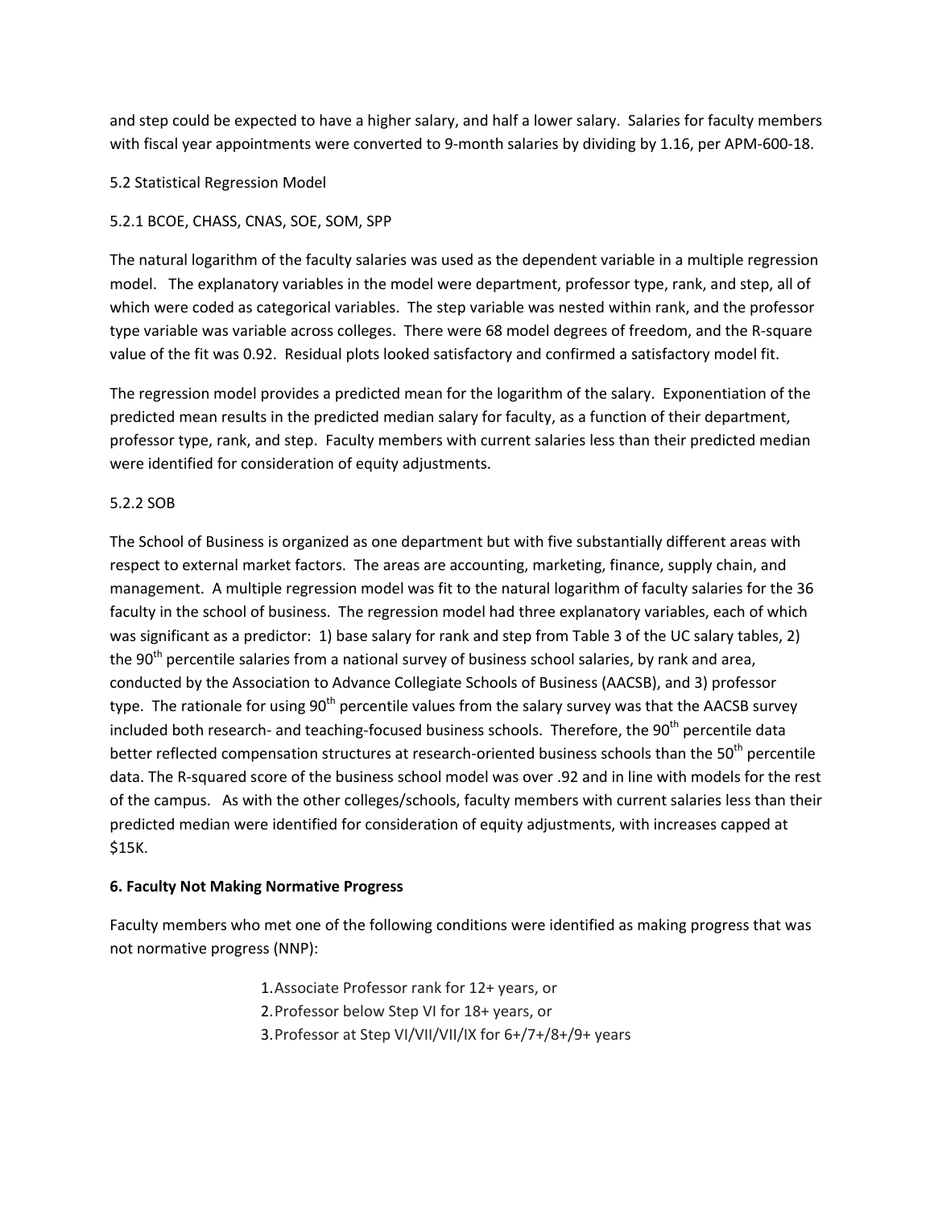and step could be expected to have a higher salary, and half a lower salary. Salaries for faculty members with fiscal year appointments were converted to 9-month salaries by dividing by 1.16, per APM-600-18.

### 5.2 Statistical Regression Model

#### 5.2.1 BCOE, CHASS, CNAS, SOE, SOM, SPP

The natural logarithm of the faculty salaries was used as the dependent variable in a multiple regression model. The explanatory variables in the model were department, professor type, rank, and step, all of which were coded as categorical variables. The step variable was nested within rank, and the professor type variable was variable across colleges. There were 68 model degrees of freedom, and the R-square value of the fit was 0.92. Residual plots looked satisfactory and confirmed a satisfactory model fit.

The regression model provides a predicted mean for the logarithm of the salary. Exponentiation of the predicted mean results in the predicted median salary for faculty, as a function of their department, professor type, rank, and step. Faculty members with current salaries less than their predicted median were identified for consideration of equity adjustments.

#### 5.2.2 SOB

The School of Business is organized as one department but with five substantially different areas with respect to external market factors. The areas are accounting, marketing, finance, supply chain, and management. A multiple regression model was fit to the natural logarithm of faculty salaries for the 36 faculty in the school of business. The regression model had three explanatory variables, each of which was significant as a predictor: 1) base salary for rank and step from Table 3 of the UC salary tables, 2) the 90$^{th}$ percentile salaries from a national survey of business school salaries, by rank and area, conducted by the Association to Advance Collegiate Schools of Business (AACSB), and 3) professor type. The rationale for using 90$^{th}$ percentile values from the salary survey was that the AACSB survey included both research- and teaching-focused business schools. Therefore, the 90$^{th}$ percentile data better reflected compensation structures at research-oriented business schools than the 50$^{th}$ percentile data. The R-squared score of the business school model was over .92 and in line with models for the rest of the campus. As with the other colleges/schools, faculty members with current salaries less than their predicted median were identified for consideration of equity adjustments, with increases capped at $15K.

## 6. Faculty Not Making Normative Progress

Faculty members who met one of the following conditions were identified as making progress that was not normative progress (NNP):

1. Associate Professor rank for 12+ years, or
2. Professor below Step VI for 18+ years, or
3. Professor at Step VI/VII/VII/IX for 6+/7+/8+/9+ years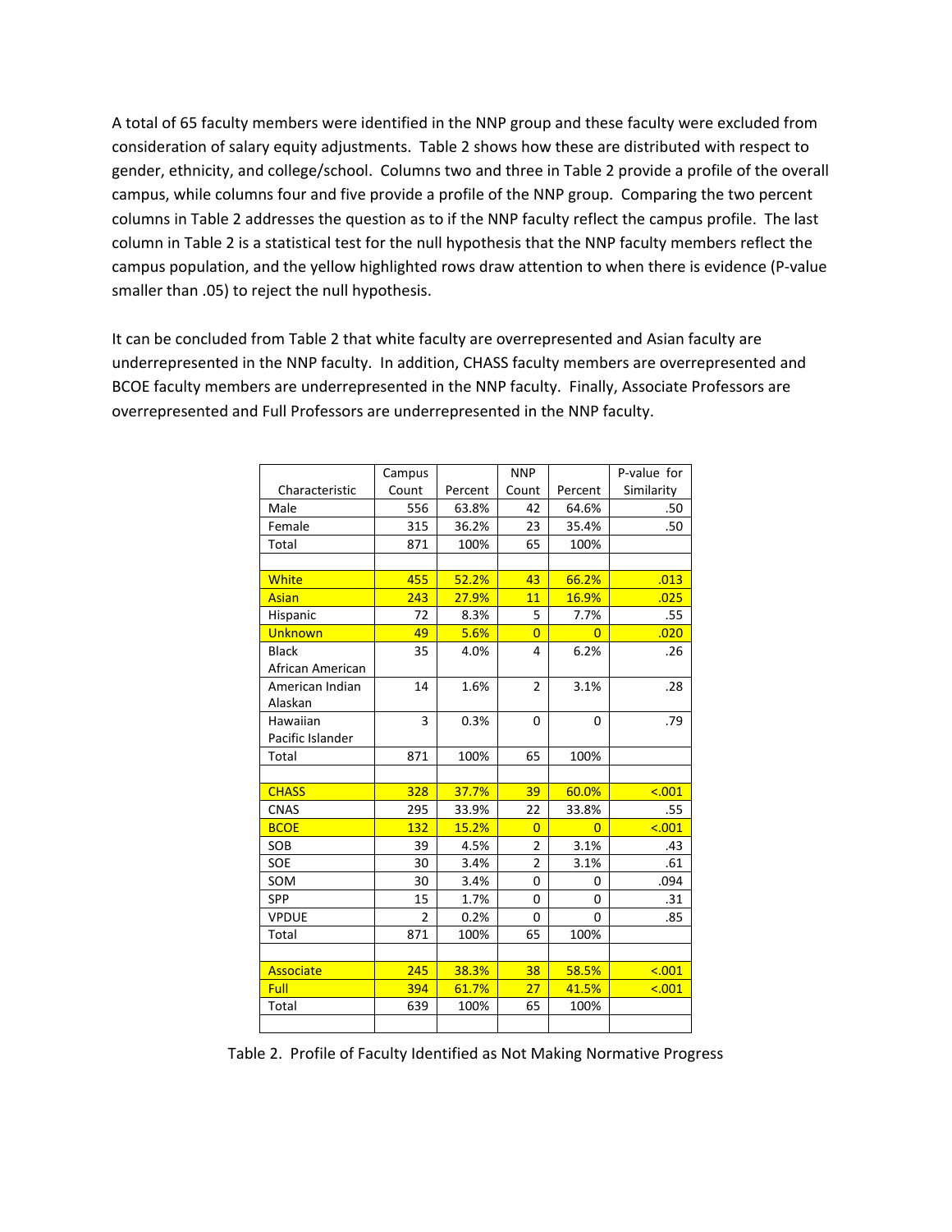A total of 65 faculty members were identified in the NNP group and these faculty were excluded from consideration of salary equity adjustments. Table 2 shows how these are distributed with respect to gender, ethnicity, and college/school. Columns two and three in Table 2 provide a profile of the overall campus, while columns four and five provide a profile of the NNP group. Comparing the two percent columns in Table 2 addresses the question as to if the NNP faculty reflect the campus profile. The last column in Table 2 is a statistical test for the null hypothesis that the NNP faculty members reflect the campus population, and the yellow highlighted rows draw attention to when there is evidence (P-value smaller than .05) to reject the null hypothesis.

It can be concluded from Table 2 that white faculty are overrepresented and Asian faculty are underrepresented in the NNP faculty. In addition, CHASS faculty members are overrepresented and BCOE faculty members are underrepresented in the NNP faculty. Finally, Associate Professors are overrepresented and Full Professors are underrepresented in the NNP faculty.

| Characteristic | Campus Count | Percent | NNP Count | Percent | P-value for Similarity |
|---|---|---|---|---|---|
| Male | 556 | 63.8% | 42 | 64.6% | .50 |
| Female | 315 | 36.2% | 23 | 35.4% | .50 |
| Total | 871 | 100% | 65 | 100% | |
| | | | | | |
| White | 455 | 52.2% | 43 | 66.2% | .013 |
| Asian | 243 | 27.9% | 11 | 16.9% | .025 |
| Hispanic | 72 | 8.3% | 5 | 7.7% | .55 |
| Unknown | 49 | 5.6% | 0 | 0 | .020 |
| Black African American | 35 | 4.0% | 4 | 6.2% | .26 |
| American Indian Alaskan | 14 | 1.6% | 2 | 3.1% | .28 |
| Hawaiian Pacific Islander | 3 | 0.3% | 0 | 0 | .79 |
| Total | 871 | 100% | 65 | 100% | |
| | | | | | |
| CHASS | 328 | 37.7% | 39 | 60.0% | <.001 |
| CNAS | 295 | 33.9% | 22 | 33.8% | .55 |
| BCOE | 132 | 15.2% | 0 | 0 | <.001 |
| SOB | 39 | 4.5% | 2 | 3.1% | .43 |
| SOE | 30 | 3.4% | 2 | 3.1% | .61 |
| SOM | 30 | 3.4% | 0 | 0 | .094 |
| SPP | 15 | 1.7% | 0 | 0 | .31 |
| VPDUE | 2 | 0.2% | 0 | 0 | .85 |
| Total | 871 | 100% | 65 | 100% | |
| | | | | | |
| Associate | 245 | 38.3% | 38 | 58.5% | <.001 |
| Full | 394 | 61.7% | 27 | 41.5% | <.001 |
| Total | 639 | 100% | 65 | 100% | |

Table 2. Profile of Faculty Identified as Not Making Normative Progress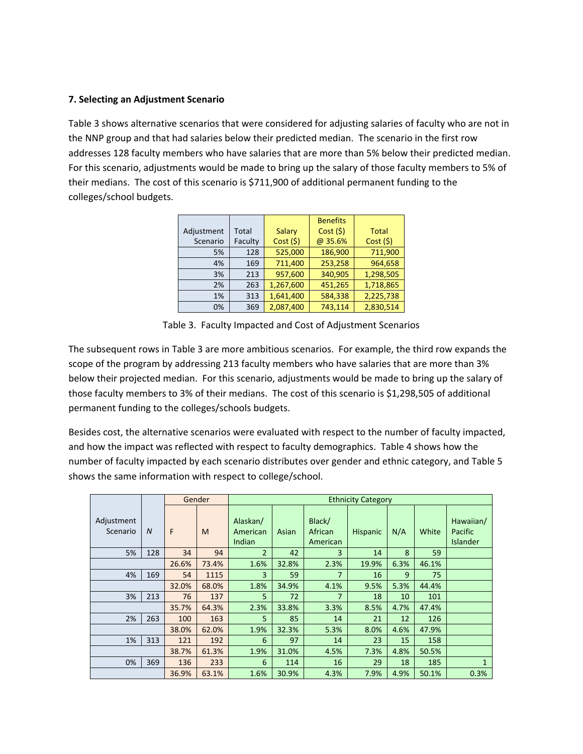### 7. Selecting an Adjustment Scenario

Table 3 shows alternative scenarios that were considered for adjusting salaries of faculty who are not in the NNP group and that had salaries below their predicted median. The scenario in the first row addresses 128 faculty members who have salaries that are more than 5% below their predicted median. For this scenario, adjustments would be made to bring up the salary of those faculty members to 5% of their medians. The cost of this scenario is $711,900 of additional permanent funding to the colleges/school budgets.

| Adjustment Scenario | Total Faculty | Salary Cost ($) | Benefits Cost ($) @ 35.6% | Total Cost ($) |
|---|---|---|---|---|
| 5% | 128 | 525,000 | 186,900 | 711,900 |
| 4% | 169 | 711,400 | 253,258 | 964,658 |
| 3% | 213 | 957,600 | 340,905 | 1,298,505 |
| 2% | 263 | 1,267,600 | 451,265 | 1,718,865 |
| 1% | 313 | 1,641,400 | 584,338 | 2,225,738 |
| 0% | 369 | 2,087,400 | 743,114 | 2,830,514 |

Table 3. Faculty Impacted and Cost of Adjustment Scenarios

The subsequent rows in Table 3 are more ambitious scenarios. For example, the third row expands the scope of the program by addressing 213 faculty members who have salaries that are more than 3% below their projected median. For this scenario, adjustments would be made to bring up the salary of those faculty members to 3% of their medians. The cost of this scenario is $1,298,505 of additional permanent funding to the colleges/schools budgets.

Besides cost, the alternative scenarios were evaluated with respect to the number of faculty impacted, and how the impact was reflected with respect to faculty demographics. Table 4 shows how the number of faculty impacted by each scenario distributes over gender and ethnic category, and Table 5 shows the same information with respect to college/school.

| | | Gender | | Ethnicity Category | | | | | | |
|---|---|---|---|---|---|---|---|---|---|---|
| Adjustment Scenario | *N* | F | M | Alaskan/ American Indian | Asian | Black/ African American | Hispanic | N/A | White | Hawaiian/ Pacific Islander |
| 5% | 128 | 34 | 94 | 2 | 42 | 3 | 14 | 8 | 59 | |
| | | 26.6% | 73.4% | 1.6% | 32.8% | 2.3% | 19.9% | 6.3% | 46.1% | |
| 4% | 169 | 54 | 1115 | 3 | 59 | 7 | 16 | 9 | 75 | |
| | | 32.0% | 68.0% | 1.8% | 34.9% | 4.1% | 9.5% | 5.3% | 44.4% | |
| 3% | 213 | 76 | 137 | 5 | 72 | 7 | 18 | 10 | 101 | |
| | | 35.7% | 64.3% | 2.3% | 33.8% | 3.3% | 8.5% | 4.7% | 47.4% | |
| 2% | 263 | 100 | 163 | 5 | 85 | 14 | 21 | 12 | 126 | |
| | | 38.0% | 62.0% | 1.9% | 32.3% | 5.3% | 8.0% | 4.6% | 47.9% | |
| 1% | 313 | 121 | 192 | 6 | 97 | 14 | 23 | 15 | 158 | |
| | | 38.7% | 61.3% | 1.9% | 31.0% | 4.5% | 7.3% | 4.8% | 50.5% | |
| 0% | 369 | 136 | 233 | 6 | 114 | 16 | 29 | 18 | 185 | 1 |
| | | 36.9% | 63.1% | 1.6% | 30.9% | 4.3% | 7.9% | 4.9% | 50.1% | 0.3% |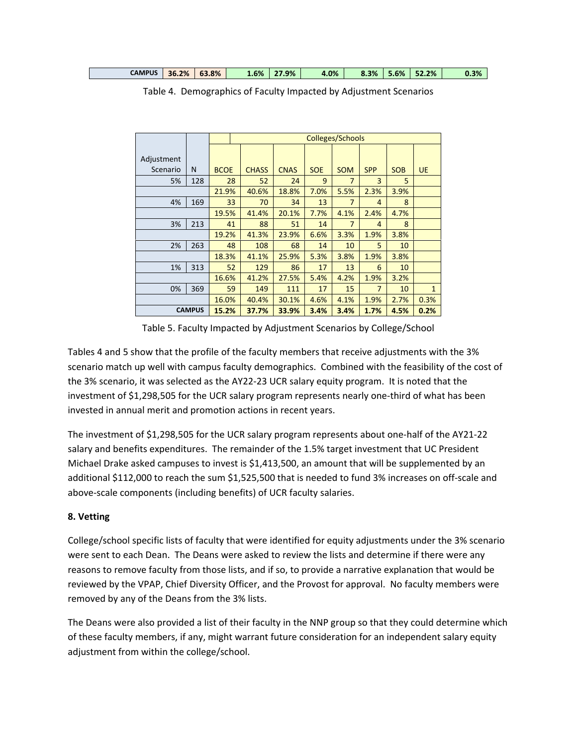| | | | | | | | | | |
|---|---|---|---|---|---|---|---|---|---|
| **CAMPUS** | **36.2%** | **63.8%** | **1.6%** | **27.9%** | **4.0%** | **8.3%** | **5.6%** | **52.2%** | **0.3%** |

Table 4. Demographics of Faculty Impacted by Adjustment Scenarios

| | | Colleges/Schools | | | | | | | |
|---|---|---|---|---|---|---|---|---|---|
| Adjustment Scenario | N | BCOE | CHASS | CNAS | SOE | SOM | SPP | SOB | UE |
| 5% | 128 | 28 | 52 | 24 | 9 | 7 | 3 | 5 | |
| | | 21.9% | 40.6% | 18.8% | 7.0% | 5.5% | 2.3% | 3.9% | |
| 4% | 169 | 33 | 70 | 34 | 13 | 7 | 4 | 8 | |
| | | 19.5% | 41.4% | 20.1% | 7.7% | 4.1% | 2.4% | 4.7% | |
| 3% | 213 | 41 | 88 | 51 | 14 | 7 | 4 | 8 | |
| | | 19.2% | 41.3% | 23.9% | 6.6% | 3.3% | 1.9% | 3.8% | |
| 2% | 263 | 48 | 108 | 68 | 14 | 10 | 5 | 10 | |
| | | 18.3% | 41.1% | 25.9% | 5.3% | 3.8% | 1.9% | 3.8% | |
| 1% | 313 | 52 | 129 | 86 | 17 | 13 | 6 | 10 | |
| | | 16.6% | 41.2% | 27.5% | 5.4% | 4.2% | 1.9% | 3.2% | |
| 0% | 369 | 59 | 149 | 111 | 17 | 15 | 7 | 10 | 1 |
| | | 16.0% | 40.4% | 30.1% | 4.6% | 4.1% | 1.9% | 2.7% | 0.3% |
| **CAMPUS** | | **15.2%** | **37.7%** | **33.9%** | **3.4%** | **3.4%** | **1.7%** | **4.5%** | **0.2%** |

Table 5. Faculty Impacted by Adjustment Scenarios by College/School

Tables 4 and 5 show that the profile of the faculty members that receive adjustments with the 3% scenario match up well with campus faculty demographics. Combined with the feasibility of the cost of the 3% scenario, it was selected as the AY22-23 UCR salary equity program. It is noted that the investment of $1,298,505 for the UCR salary program represents nearly one-third of what has been invested in annual merit and promotion actions in recent years.

The investment of $1,298,505 for the UCR salary program represents about one-half of the AY21-22 salary and benefits expenditures. The remainder of the 1.5% target investment that UC President Michael Drake asked campuses to invest is $1,413,500, an amount that will be supplemented by an additional $112,000 to reach the sum $1,525,500 that is needed to fund 3% increases on off-scale and above-scale components (including benefits) of UCR faculty salaries.

**8. Vetting**

College/school specific lists of faculty that were identified for equity adjustments under the 3% scenario were sent to each Dean. The Deans were asked to review the lists and determine if there were any reasons to remove faculty from those lists, and if so, to provide a narrative explanation that would be reviewed by the VPAP, Chief Diversity Officer, and the Provost for approval. No faculty members were removed by any of the Deans from the 3% lists.

The Deans were also provided a list of their faculty in the NNP group so that they could determine which of these faculty members, if any, might warrant future consideration for an independent salary equity adjustment from within the college/school.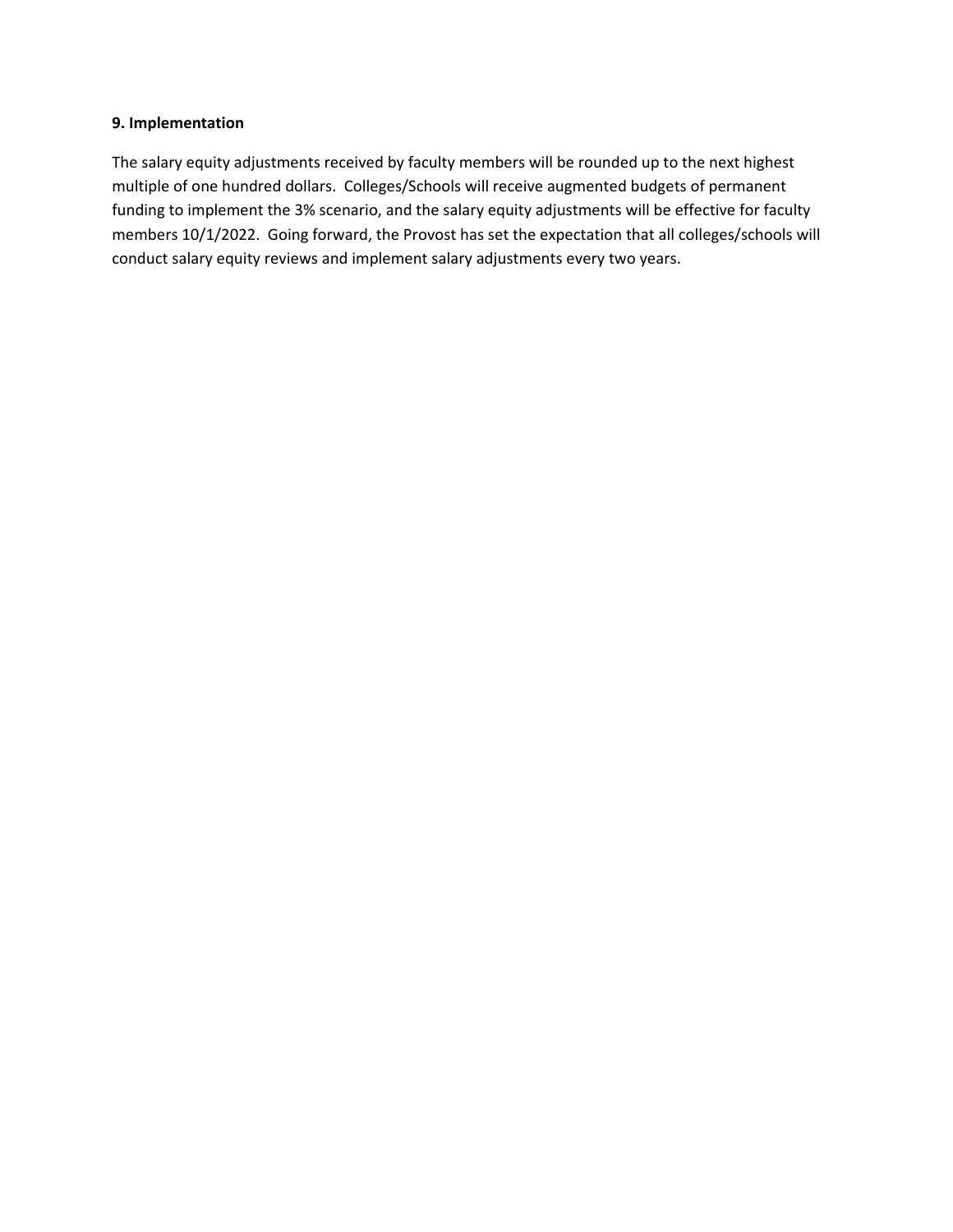**9. Implementation**

The salary equity adjustments received by faculty members will be rounded up to the next highest multiple of one hundred dollars. Colleges/Schools will receive augmented budgets of permanent funding to implement the 3% scenario, and the salary equity adjustments will be effective for faculty members 10/1/2022. Going forward, the Provost has set the expectation that all colleges/schools will conduct salary equity reviews and implement salary adjustments every two years.